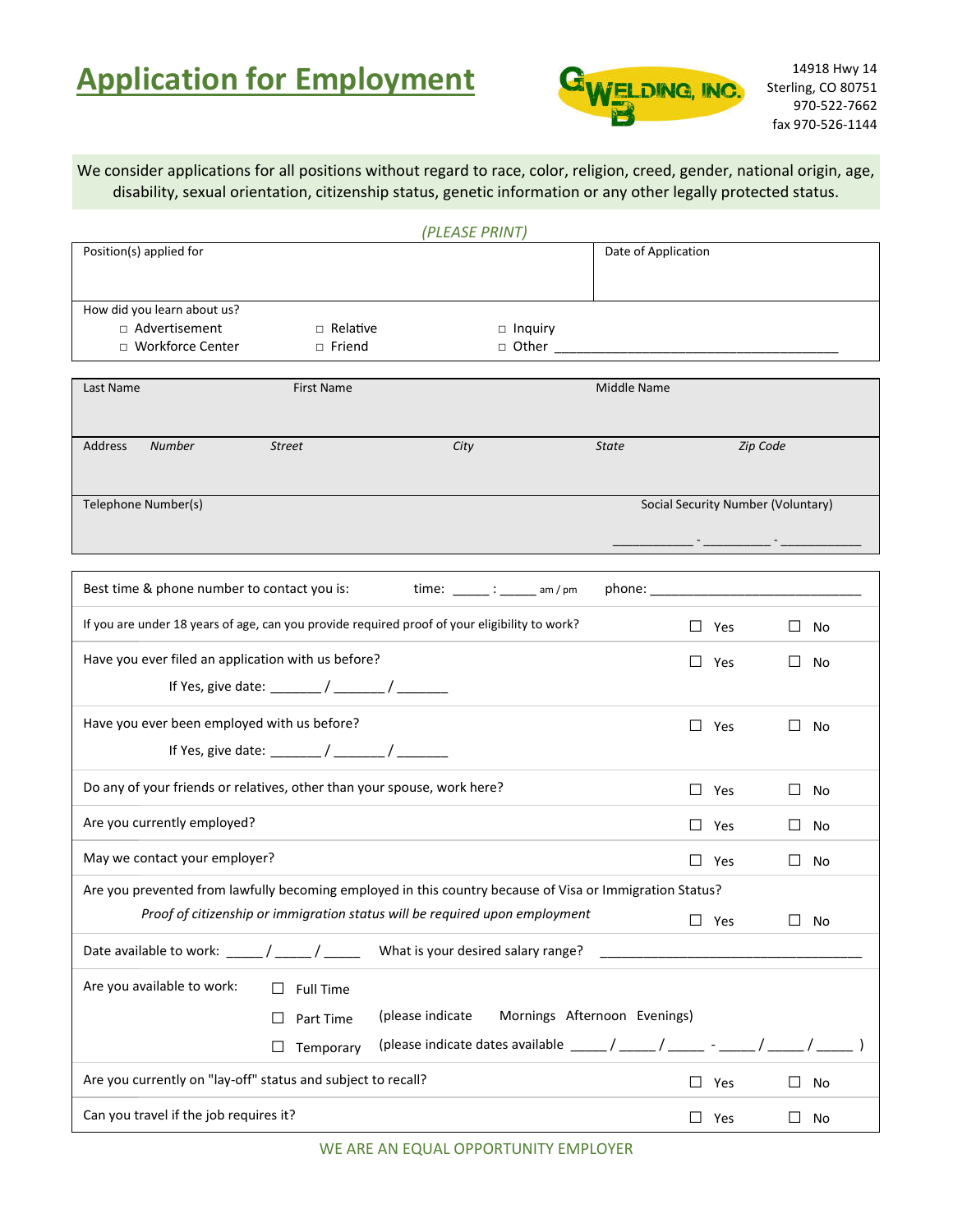# Application for Employment

GB WELDING, INC.

14918 Hwy 14
Sterling, CO 80751
970-522-7662
fax 970-526-1144

We consider applications for all positions without regard to race, color, religion, creed, gender, national origin, age, disability, sexual orientation, citizenship status, genetic information or any other legally protected status.

*(PLEASE PRINT)*

| Position(s) applied for | Date of Application |
|---|---|
| | |

How did you learn about us?

- ☐ Advertisement
- ☐ Workforce Center
- ☐ Relative
- ☐ Friend
- ☐ Inquiry
- ☐ Other ______________________________________

| Last Name | First Name | Middle Name |
|---|---|---|
| | | |

| Address | *Number* | *Street* | *City* | *State* | *Zip Code* |
|---|---|---|---|---|---|
| | | | | | |

| Telephone Number(s) | Social Security Number (Voluntary) |
|---|---|
| | ___________ - _________ - ___________ |

Best time & phone number to contact you is: time: _____ : _____ am / pm phone: _____________________________

If you are under 18 years of age, can you provide required proof of your eligibility to work? ☐ Yes ☐ No

Have you ever filed an application with us before? ☐ Yes ☐ No

If Yes, give date: _______ / _______ / _______

Have you ever been employed with us before? ☐ Yes ☐ No

If Yes, give date: _______ / _______ / _______

Do any of your friends or relatives, other than your spouse, work here? ☐ Yes ☐ No

Are you currently employed? ☐ Yes ☐ No

May we contact your employer? ☐ Yes ☐ No

Are you prevented from lawfully becoming employed in this country because of Visa or Immigration Status? ☐ Yes ☐ No

*Proof of citizenship or immigration status will be required upon employment*

Date available to work: _____ / _____ / _____ What is your desired salary range? ____________________________________

Are you available to work:

- ☐ Full Time
- ☐ Part Time (please indicate Mornings Afternoon Evenings)
- ☐ Temporary (please indicate dates available _____ / _____ / _____ - _____ / _____ / _____ )

Are you currently on "lay-off" status and subject to recall? ☐ Yes ☐ No

Can you travel if the job requires it? ☐ Yes ☐ No

WE ARE AN EQUAL OPPORTUNITY EMPLOYER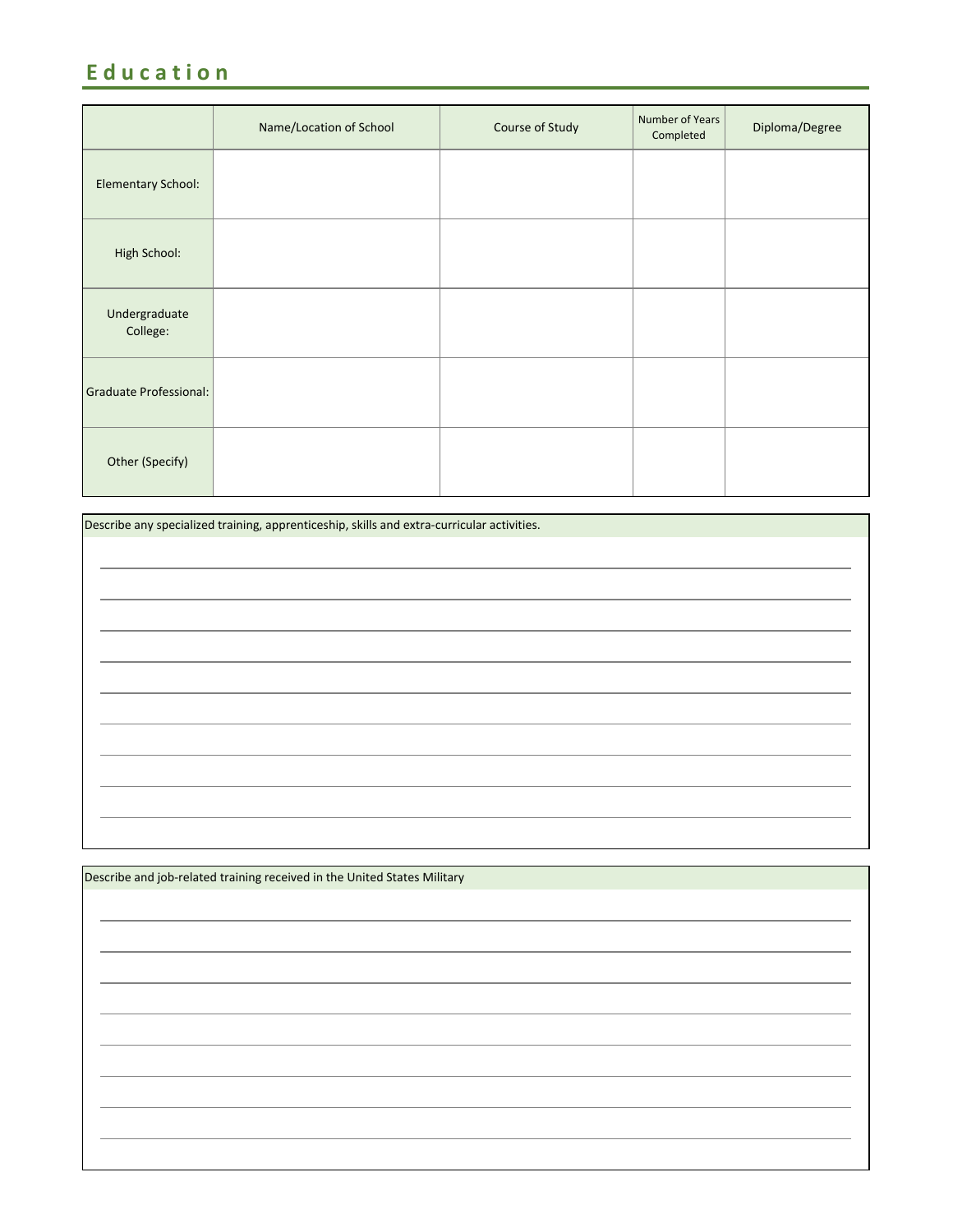# Education

| | Name/Location of School | Course of Study | Number of Years Completed | Diploma/Degree |
|---|---|---|---|---|
| Elementary School: | | | | |
| High School: | | | | |
| Undergraduate College: | | | | |
| Graduate Professional: | | | | |
| Other (Specify) | | | | |

Describe any specialized training, apprenticeship, skills and extra-curricular activities.

Describe and job-related training received in the United States Military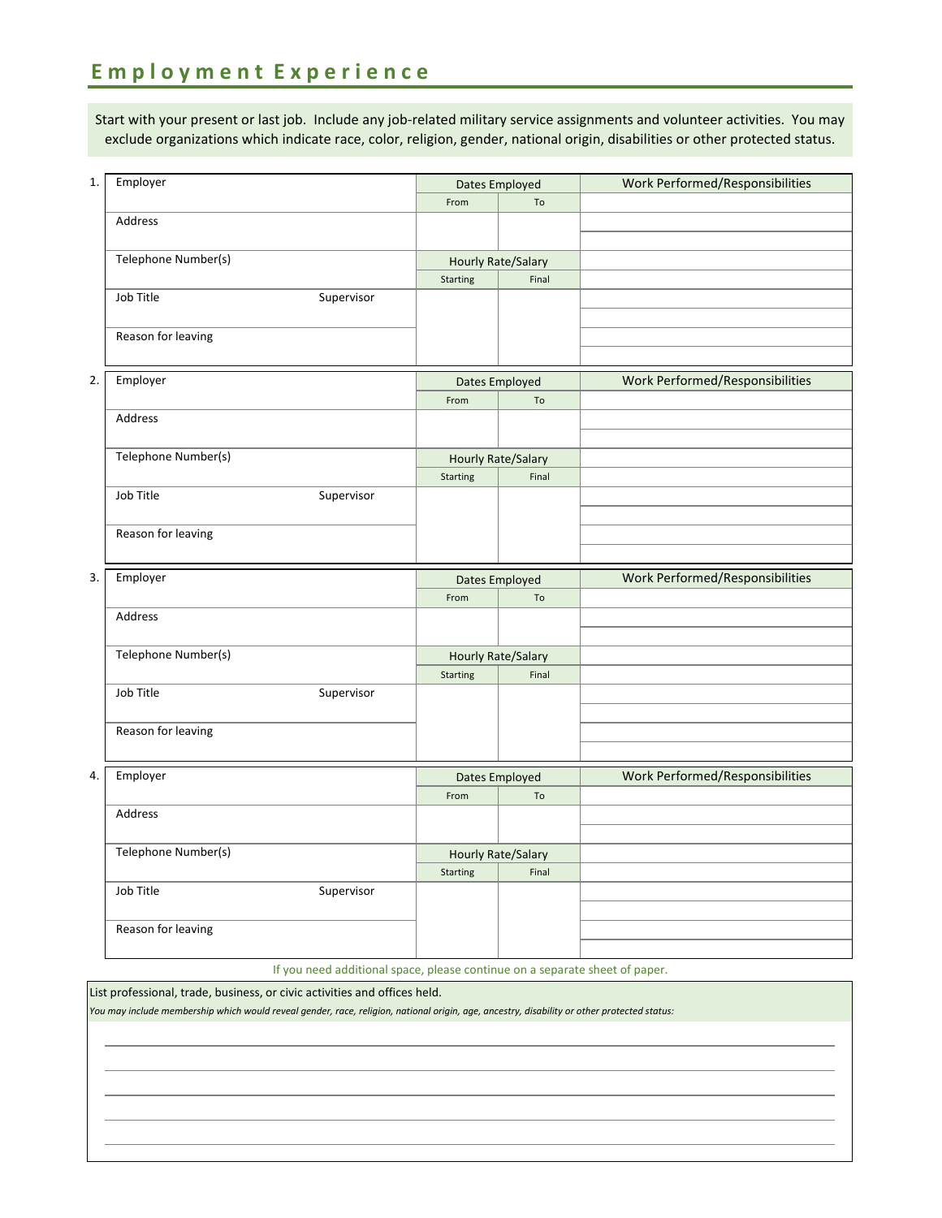## Employment Experience

Start with your present or last job. Include any job-related military service assignments and volunteer activities. You may exclude organizations which indicate race, color, religion, gender, national origin, disabilities or other protected status.

1.

| Employer | | Dates Employed | | Work Performed/Responsibilities |
|---|---|---|---|---|
| | | From | To | |
| Address | | | | |
| Telephone Number(s) | | Hourly Rate/Salary | | |
| | | Starting | Final | |
| Job Title | Supervisor | | | |
| Reason for leaving | | | | |

2.

| Employer | | Dates Employed | | Work Performed/Responsibilities |
|---|---|---|---|---|
| | | From | To | |
| Address | | | | |
| Telephone Number(s) | | Hourly Rate/Salary | | |
| | | Starting | Final | |
| Job Title | Supervisor | | | |
| Reason for leaving | | | | |

3.

| Employer | | Dates Employed | | Work Performed/Responsibilities |
|---|---|---|---|---|
| | | From | To | |
| Address | | | | |
| Telephone Number(s) | | Hourly Rate/Salary | | |
| | | Starting | Final | |
| Job Title | Supervisor | | | |
| Reason for leaving | | | | |

4.

| Employer | | Dates Employed | | Work Performed/Responsibilities |
|---|---|---|---|---|
| | | From | To | |
| Address | | | | |
| Telephone Number(s) | | Hourly Rate/Salary | | |
| | | Starting | Final | |
| Job Title | Supervisor | | | |
| Reason for leaving | | | | |

If you need additional space, please continue on a separate sheet of paper.

List professional, trade, business, or civic activities and offices held.

*You may include membership which would reveal gender, race, religion, national origin, age, ancestry, disability or other protected status:*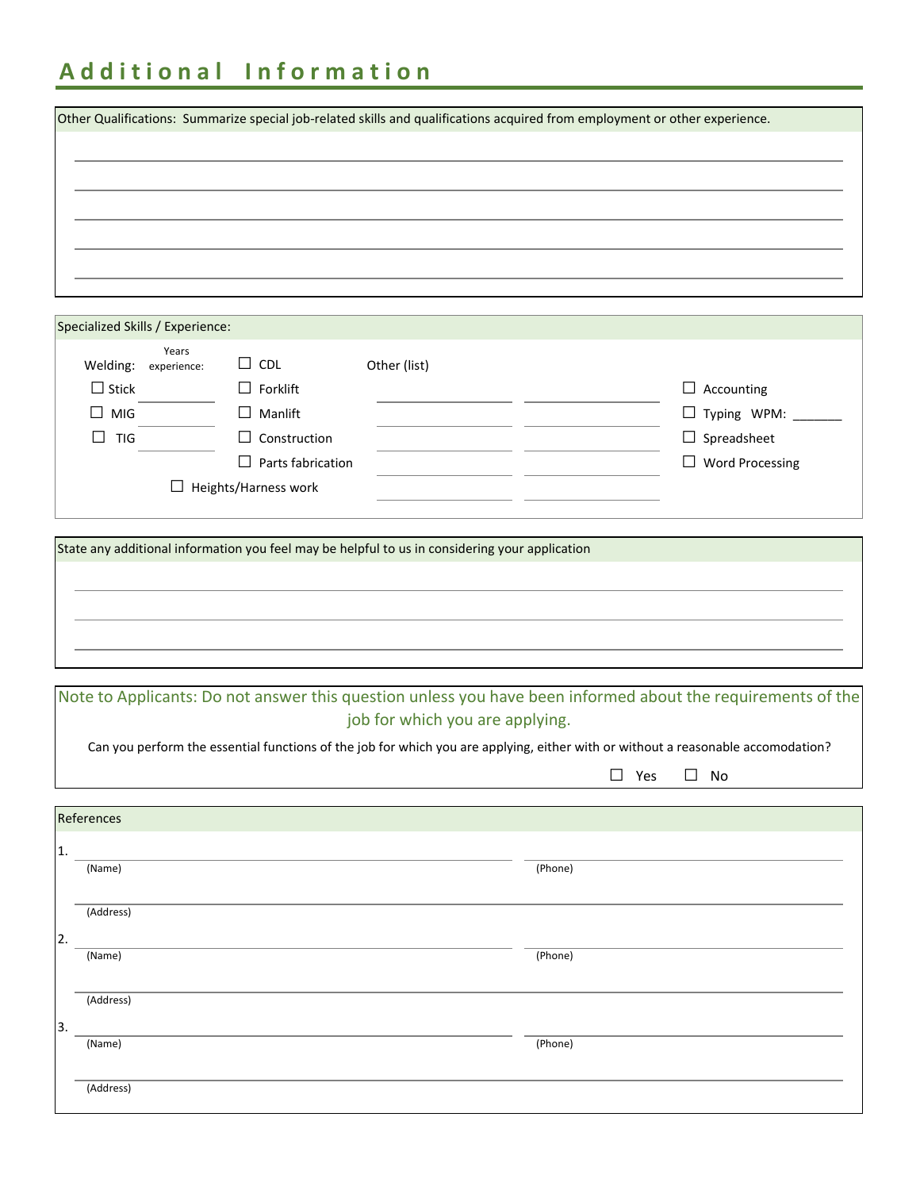# Additional Information

Other Qualifications: Summarize special job-related skills and qualifications acquired from employment or other experience.

\_\_\_\_\_\_\_\_\_\_\_\_\_\_\_\_\_\_\_\_\_\_\_\_\_\_\_\_\_\_\_\_\_\_\_\_\_\_\_\_\_\_\_\_\_\_\_\_\_\_\_\_\_\_\_\_\_\_\_\_\_\_\_\_\_\_\_\_\_\_

\_\_\_\_\_\_\_\_\_\_\_\_\_\_\_\_\_\_\_\_\_\_\_\_\_\_\_\_\_\_\_\_\_\_\_\_\_\_\_\_\_\_\_\_\_\_\_\_\_\_\_\_\_\_\_\_\_\_\_\_\_\_\_\_\_\_\_\_\_\_

\_\_\_\_\_\_\_\_\_\_\_\_\_\_\_\_\_\_\_\_\_\_\_\_\_\_\_\_\_\_\_\_\_\_\_\_\_\_\_\_\_\_\_\_\_\_\_\_\_\_\_\_\_\_\_\_\_\_\_\_\_\_\_\_\_\_\_\_\_\_

\_\_\_\_\_\_\_\_\_\_\_\_\_\_\_\_\_\_\_\_\_\_\_\_\_\_\_\_\_\_\_\_\_\_\_\_\_\_\_\_\_\_\_\_\_\_\_\_\_\_\_\_\_\_\_\_\_\_\_\_\_\_\_\_\_\_\_\_\_\_

\_\_\_\_\_\_\_\_\_\_\_\_\_\_\_\_\_\_\_\_\_\_\_\_\_\_\_\_\_\_\_\_\_\_\_\_\_\_\_\_\_\_\_\_\_\_\_\_\_\_\_\_\_\_\_\_\_\_\_\_\_\_\_\_\_\_\_\_\_\_

## Specialized Skills / Experience:

| Welding: | Years experience: | | Other (list) | | |
|---|---|---|---|---|---|
| ☐ Stick | \_\_\_\_\_\_\_\_ | ☐ CDL | \_\_\_\_\_\_\_\_\_\_ | \_\_\_\_\_\_\_\_\_\_ | ☐ Accounting |
| ☐ MIG | \_\_\_\_\_\_\_\_ | ☐ Forklift | \_\_\_\_\_\_\_\_\_\_ | \_\_\_\_\_\_\_\_\_\_ | ☐ Typing WPM: \_\_\_\_\_\_\_ |
| ☐ TIG | \_\_\_\_\_\_\_\_ | ☐ Manlift | \_\_\_\_\_\_\_\_\_\_ | \_\_\_\_\_\_\_\_\_\_ | ☐ Spreadsheet |
| | | ☐ Construction | \_\_\_\_\_\_\_\_\_\_ | \_\_\_\_\_\_\_\_\_\_ | ☐ Word Processing |
| | | ☐ Parts fabrication | \_\_\_\_\_\_\_\_\_\_ | \_\_\_\_\_\_\_\_\_\_ | |
| | ☐ Heights/Harness work | | | | |

State any additional information you feel may be helpful to us in considering your application

\_\_\_\_\_\_\_\_\_\_\_\_\_\_\_\_\_\_\_\_\_\_\_\_\_\_\_\_\_\_\_\_\_\_\_\_\_\_\_\_\_\_\_\_\_\_\_\_\_\_\_\_\_\_\_\_\_\_\_\_\_\_\_\_\_\_\_\_\_\_

\_\_\_\_\_\_\_\_\_\_\_\_\_\_\_\_\_\_\_\_\_\_\_\_\_\_\_\_\_\_\_\_\_\_\_\_\_\_\_\_\_\_\_\_\_\_\_\_\_\_\_\_\_\_\_\_\_\_\_\_\_\_\_\_\_\_\_\_\_\_

\_\_\_\_\_\_\_\_\_\_\_\_\_\_\_\_\_\_\_\_\_\_\_\_\_\_\_\_\_\_\_\_\_\_\_\_\_\_\_\_\_\_\_\_\_\_\_\_\_\_\_\_\_\_\_\_\_\_\_\_\_\_\_\_\_\_\_\_\_\_

**Note to Applicants: Do not answer this question unless you have been informed about the requirements of the job for which you are applying.**

Can you perform the essential functions of the job for which you are applying, either with or without a reasonable accomodation?

☐ Yes ☐ No

## References

1. \_\_\_\_\_\_\_\_\_\_\_\_\_\_\_\_\_\_\_\_\_\_\_\_\_\_\_\_\_\_ (Name) \_\_\_\_\_\_\_\_\_\_\_\_\_\_\_\_\_\_\_\_ (Phone)

   \_\_\_\_\_\_\_\_\_\_\_\_\_\_\_\_\_\_\_\_\_\_\_\_\_\_\_\_\_\_\_\_\_\_\_\_\_\_\_\_\_\_\_\_\_\_\_\_\_\_ (Address)

2. \_\_\_\_\_\_\_\_\_\_\_\_\_\_\_\_\_\_\_\_\_\_\_\_\_\_\_\_\_\_ (Name) \_\_\_\_\_\_\_\_\_\_\_\_\_\_\_\_\_\_\_\_ (Phone)

   \_\_\_\_\_\_\_\_\_\_\_\_\_\_\_\_\_\_\_\_\_\_\_\_\_\_\_\_\_\_\_\_\_\_\_\_\_\_\_\_\_\_\_\_\_\_\_\_\_\_ (Address)

3. \_\_\_\_\_\_\_\_\_\_\_\_\_\_\_\_\_\_\_\_\_\_\_\_\_\_\_\_\_\_ (Name) \_\_\_\_\_\_\_\_\_\_\_\_\_\_\_\_\_\_\_\_ (Phone)

   \_\_\_\_\_\_\_\_\_\_\_\_\_\_\_\_\_\_\_\_\_\_\_\_\_\_\_\_\_\_\_\_\_\_\_\_\_\_\_\_\_\_\_\_\_\_\_\_\_\_ (Address)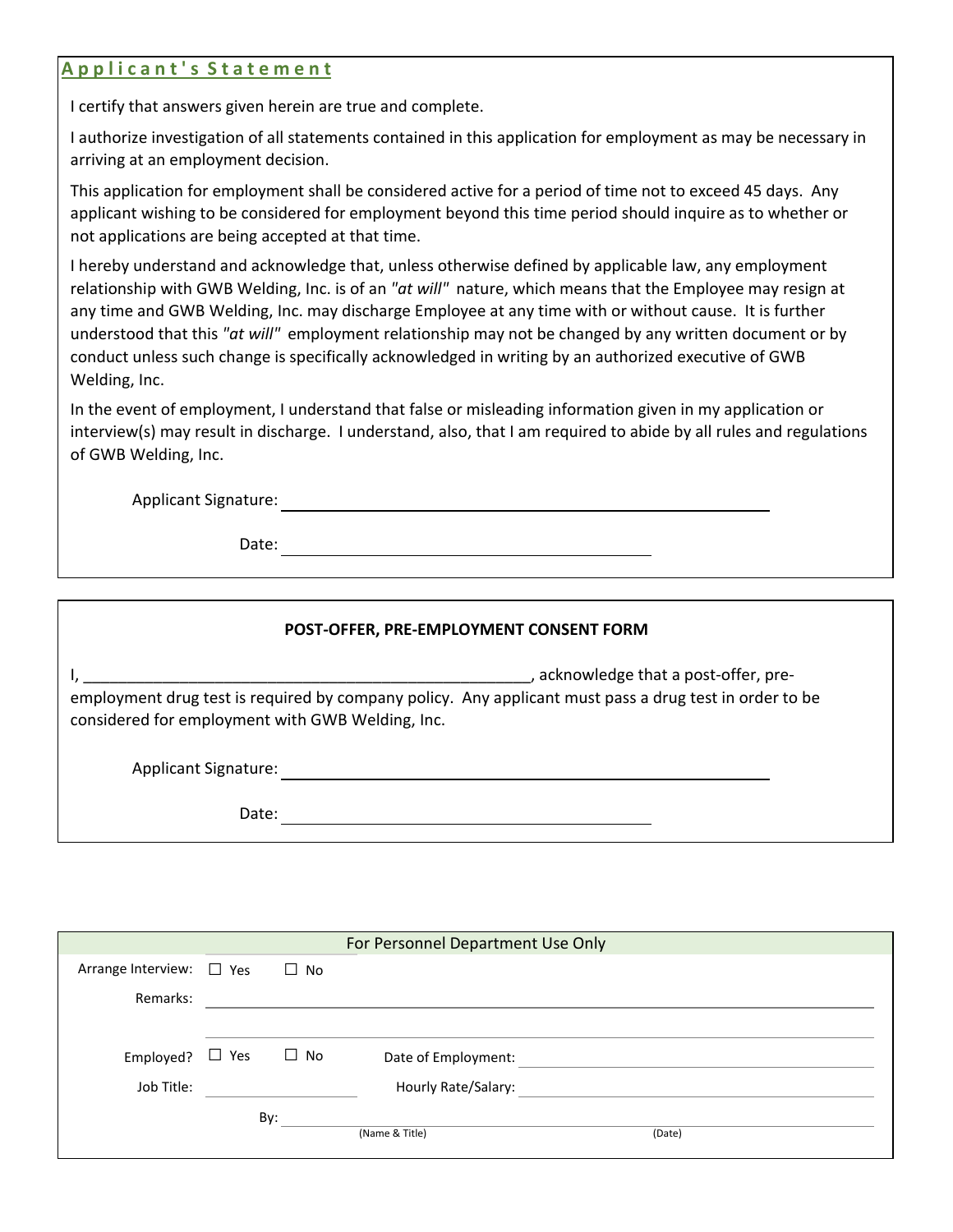## Applicant's Statement

I certify that answers given herein are true and complete.

I authorize investigation of all statements contained in this application for employment as may be necessary in arriving at an employment decision.

This application for employment shall be considered active for a period of time not to exceed 45 days. Any applicant wishing to be considered for employment beyond this time period should inquire as to whether or not applications are being accepted at that time.

I hereby understand and acknowledge that, unless otherwise defined by applicable law, any employment relationship with GWB Welding, Inc. is of an *"at will"* nature, which means that the Employee may resign at any time and GWB Welding, Inc. may discharge Employee at any time with or without cause. It is further understood that this *"at will"* employment relationship may not be changed by any written document or by conduct unless such change is specifically acknowledged in writing by an authorized executive of GWB Welding, Inc.

In the event of employment, I understand that false or misleading information given in my application or interview(s) may result in discharge. I understand, also, that I am required to abide by all rules and regulations of GWB Welding, Inc.

Applicant Signature: ______________________________

Date: ______________________________

**POST-OFFER, PRE-EMPLOYMENT CONSENT FORM**

I, ____________________________________________________, acknowledge that a post-offer, pre-employment drug test is required by company policy. Any applicant must pass a drug test in order to be considered for employment with GWB Welding, Inc.

Applicant Signature: ______________________________

Date: ______________________________

| For Personnel Department Use Only | | | |
|---|---|---|---|
| Arrange Interview: | ☐ Yes ☐ No | | |
| Remarks: | | | |
| Employed? | ☐ Yes ☐ No | Date of Employment: | |
| Job Title: | | Hourly Rate/Salary: | |
| By: | (Name & Title) | | (Date) |